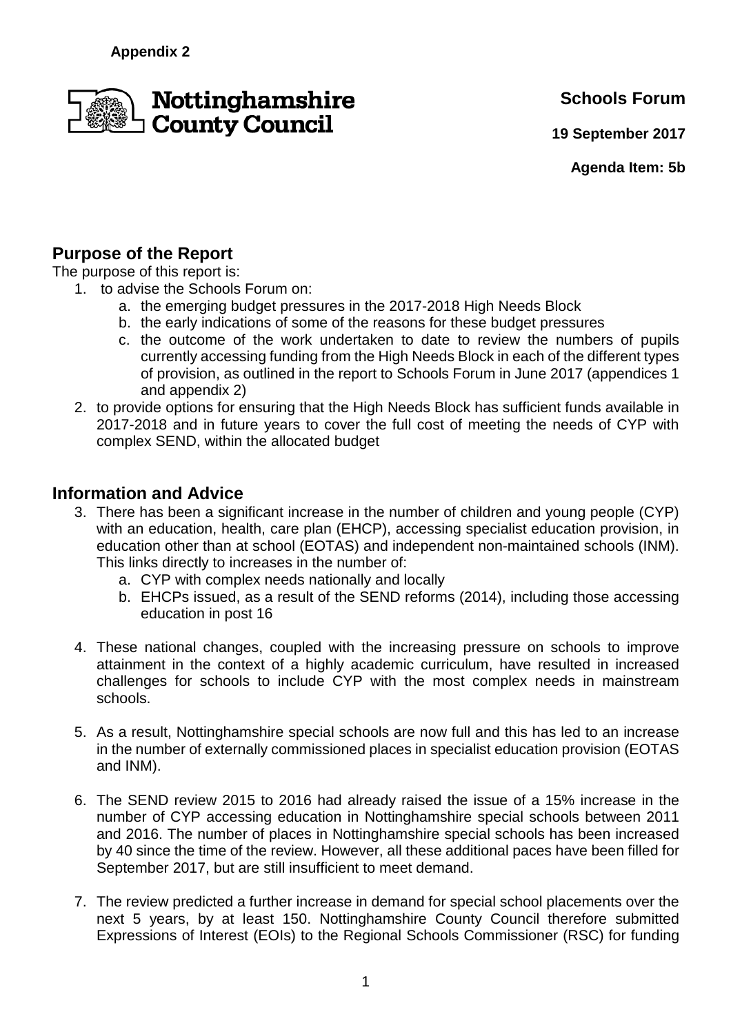**Appendix 2**

**Nottinghamshire County Council**

**Schools Forum**

**19 September 2017**

**Agenda Item: 5b**

## Purpose of the Report

The purpose of this report is:

1. to advise the Schools Forum on:
    a. the emerging budget pressures in the 2017-2018 High Needs Block
    b. the early indications of some of the reasons for these budget pressures
    c. the outcome of the work undertaken to date to review the numbers of pupils currently accessing funding from the High Needs Block in each of the different types of provision, as outlined in the report to Schools Forum in June 2017 (appendices 1 and appendix 2)
2. to provide options for ensuring that the High Needs Block has sufficient funds available in 2017-2018 and in future years to cover the full cost of meeting the needs of CYP with complex SEND, within the allocated budget

## Information and Advice

3. There has been a significant increase in the number of children and young people (CYP) with an education, health, care plan (EHCP), accessing specialist education provision, in education other than at school (EOTAS) and independent non-maintained schools (INM). This links directly to increases in the number of:
    a. CYP with complex needs nationally and locally
    b. EHCPs issued, as a result of the SEND reforms (2014), including those accessing education in post 16
4. These national changes, coupled with the increasing pressure on schools to improve attainment in the context of a highly academic curriculum, have resulted in increased challenges for schools to include CYP with the most complex needs in mainstream schools.
5. As a result, Nottinghamshire special schools are now full and this has led to an increase in the number of externally commissioned places in specialist education provision (EOTAS and INM).
6. The SEND review 2015 to 2016 had already raised the issue of a 15% increase in the number of CYP accessing education in Nottinghamshire special schools between 2011 and 2016. The number of places in Nottinghamshire special schools has been increased by 40 since the time of the review. However, all these additional paces have been filled for September 2017, but are still insufficient to meet demand.
7. The review predicted a further increase in demand for special school placements over the next 5 years, by at least 150. Nottinghamshire County Council therefore submitted Expressions of Interest (EOIs) to the Regional Schools Commissioner (RSC) for funding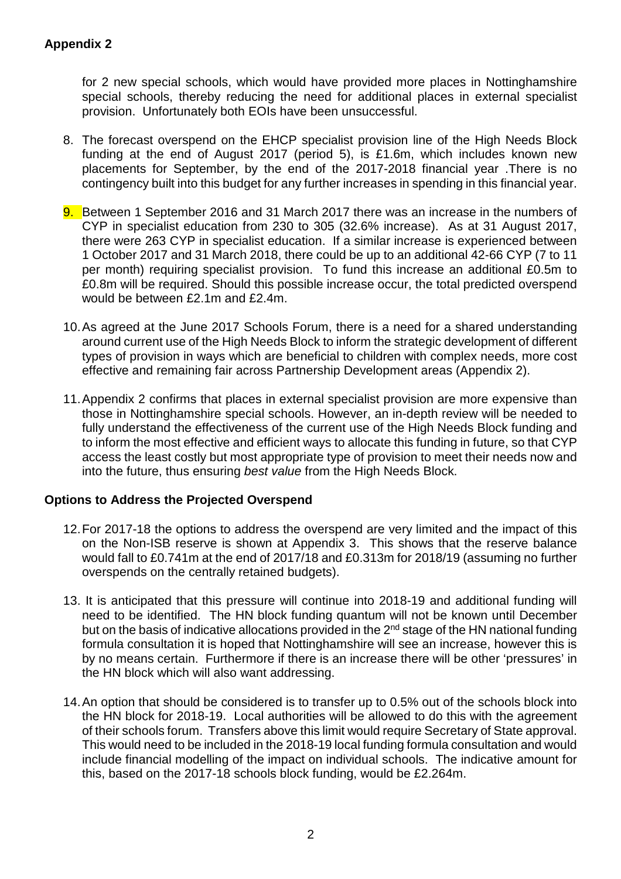## Appendix 2

for 2 new special schools, which would have provided more places in Nottinghamshire special schools, thereby reducing the need for additional places in external specialist provision. Unfortunately both EOIs have been unsuccessful.

8. The forecast overspend on the EHCP specialist provision line of the High Needs Block funding at the end of August 2017 (period 5), is £1.6m, which includes known new placements for September, by the end of the 2017-2018 financial year .There is no contingency built into this budget for any further increases in spending in this financial year.

9. Between 1 September 2016 and 31 March 2017 there was an increase in the numbers of CYP in specialist education from 230 to 305 (32.6% increase). As at 31 August 2017, there were 263 CYP in specialist education. If a similar increase is experienced between 1 October 2017 and 31 March 2018, there could be up to an additional 42-66 CYP (7 to 11 per month) requiring specialist provision. To fund this increase an additional £0.5m to £0.8m will be required. Should this possible increase occur, the total predicted overspend would be between £2.1m and £2.4m.

10. As agreed at the June 2017 Schools Forum, there is a need for a shared understanding around current use of the High Needs Block to inform the strategic development of different types of provision in ways which are beneficial to children with complex needs, more cost effective and remaining fair across Partnership Development areas (Appendix 2).

11. Appendix 2 confirms that places in external specialist provision are more expensive than those in Nottinghamshire special schools. However, an in-depth review will be needed to fully understand the effectiveness of the current use of the High Needs Block funding and to inform the most effective and efficient ways to allocate this funding in future, so that CYP access the least costly but most appropriate type of provision to meet their needs now and into the future, thus ensuring *best value* from the High Needs Block.

### Options to Address the Projected Overspend

12. For 2017-18 the options to address the overspend are very limited and the impact of this on the Non-ISB reserve is shown at Appendix 3. This shows that the reserve balance would fall to £0.741m at the end of 2017/18 and £0.313m for 2018/19 (assuming no further overspends on the centrally retained budgets).

13. It is anticipated that this pressure will continue into 2018-19 and additional funding will need to be identified. The HN block funding quantum will not be known until December but on the basis of indicative allocations provided in the 2nd stage of the HN national funding formula consultation it is hoped that Nottinghamshire will see an increase, however this is by no means certain. Furthermore if there is an increase there will be other 'pressures' in the HN block which will also want addressing.

14. An option that should be considered is to transfer up to 0.5% out of the schools block into the HN block for 2018-19. Local authorities will be allowed to do this with the agreement of their schools forum. Transfers above this limit would require Secretary of State approval. This would need to be included in the 2018-19 local funding formula consultation and would include financial modelling of the impact on individual schools. The indicative amount for this, based on the 2017-18 schools block funding, would be £2.264m.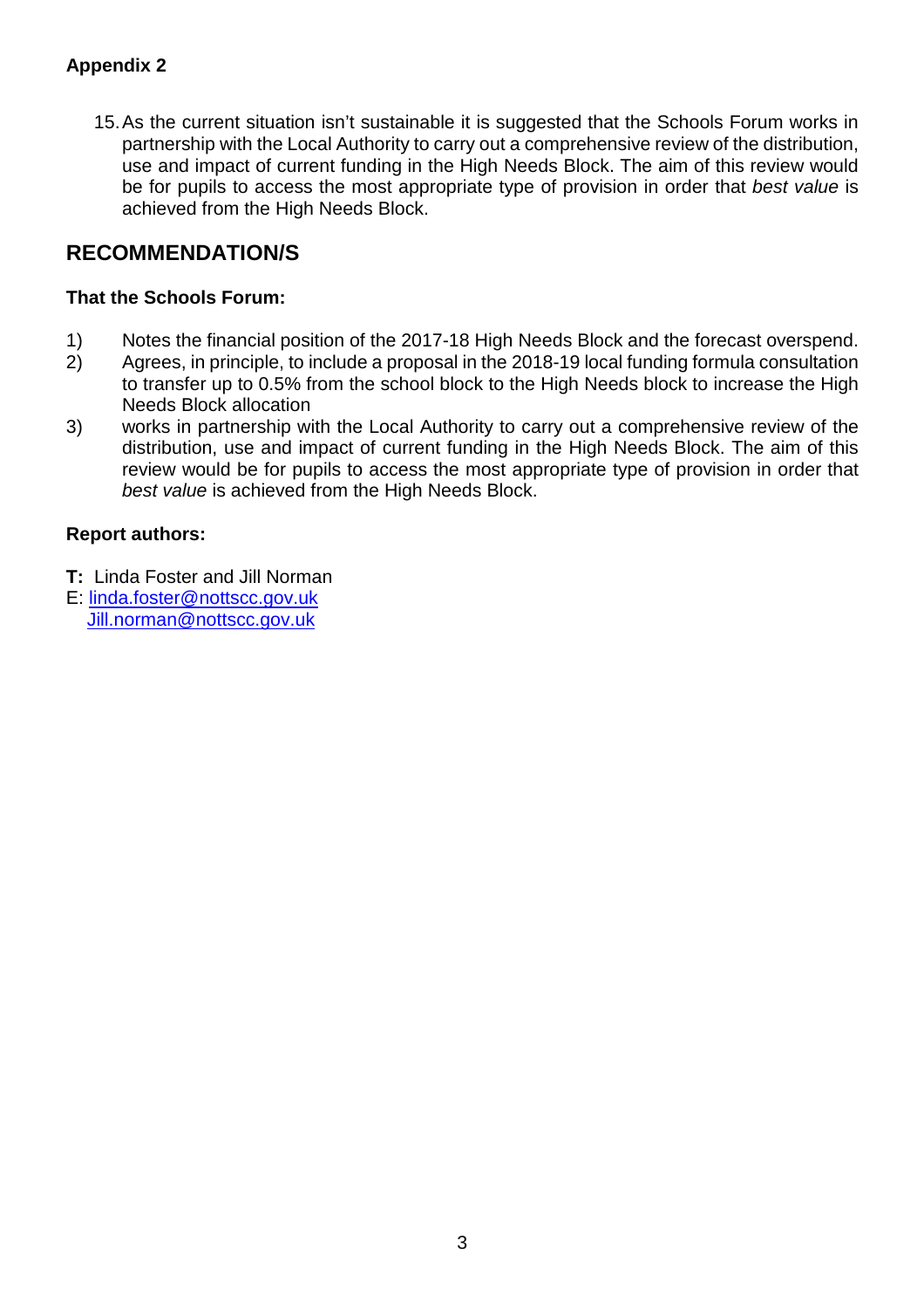**Appendix 2**

15. As the current situation isn't sustainable it is suggested that the Schools Forum works in partnership with the Local Authority to carry out a comprehensive review of the distribution, use and impact of current funding in the High Needs Block. The aim of this review would be for pupils to access the most appropriate type of provision in order that *best value* is achieved from the High Needs Block.

## RECOMMENDATION/S

**That the Schools Forum:**

1) Notes the financial position of the 2017-18 High Needs Block and the forecast overspend.
2) Agrees, in principle, to include a proposal in the 2018-19 local funding formula consultation to transfer up to 0.5% from the school block to the High Needs block to increase the High Needs Block allocation
3) works in partnership with the Local Authority to carry out a comprehensive review of the distribution, use and impact of current funding in the High Needs Block. The aim of this review would be for pupils to access the most appropriate type of provision in order that *best value* is achieved from the High Needs Block.

**Report authors:**

**T:** Linda Foster and Jill Norman
E: linda.foster@nottscc.gov.uk
Jill.norman@nottscc.gov.uk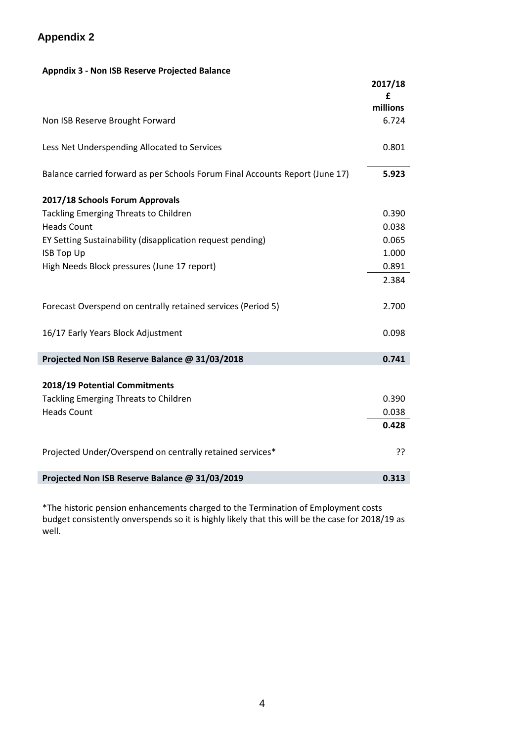## Appendix 2

**Appndix 3 - Non ISB Reserve Projected Balance**

| | **2017/18 £ millions** |
|---|---|
| Non ISB Reserve Brought Forward | 6.724 |
| Less Net Underspending Allocated to Services | 0.801 |
| Balance carried forward as per Schools Forum Final Accounts Report (June 17) | **5.923** |
| **2017/18 Schools Forum Approvals** | |
| Tackling Emerging Threats to Children | 0.390 |
| Heads Count | 0.038 |
| EY Setting Sustainability (disapplication request pending) | 0.065 |
| ISB Top Up | 1.000 |
| High Needs Block pressures (June 17 report) | 0.891 |
| | 2.384 |
| Forecast Overspend on centrally retained services (Period 5) | 2.700 |
| 16/17 Early Years Block Adjustment | 0.098 |
| **Projected Non ISB Reserve Balance @ 31/03/2018** | **0.741** |
| **2018/19 Potential Commitments** | |
| Tackling Emerging Threats to Children | 0.390 |
| Heads Count | 0.038 |
| | **0.428** |
| Projected Under/Overspend on centrally retained services* | ?? |
| **Projected Non ISB Reserve Balance @ 31/03/2019** | **0.313** |

*The historic pension enhancements charged to the Termination of Employment costs budget consistently onverspends so it is highly likely that this will be the case for 2018/19 as well.